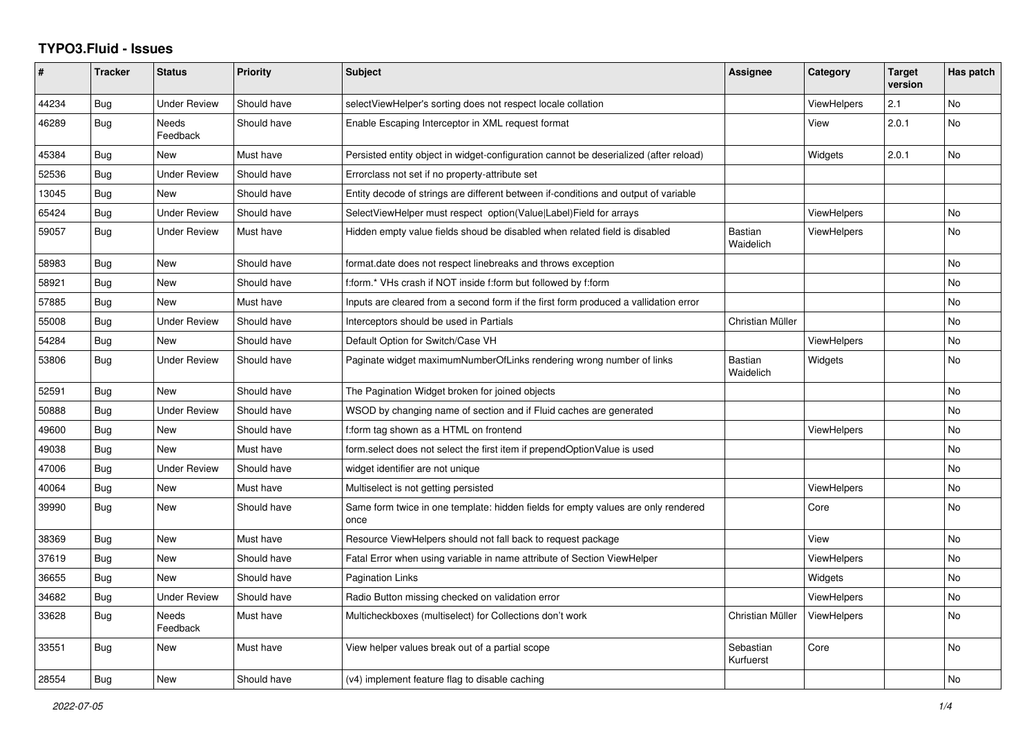# TYPO3.Fluid - Issues

| # | Tracker | Status | Priority | Subject | Assignee | Category | Target version | Has patch |
|---|---|---|---|---|---|---|---|---|
| 44234 | Bug | Under Review | Should have | selectViewHelper's sorting does not respect locale collation | | ViewHelpers | 2.1 | No |
| 46289 | Bug | Needs Feedback | Should have | Enable Escaping Interceptor in XML request format | | View | 2.0.1 | No |
| 45384 | Bug | New | Must have | Persisted entity object in widget-configuration cannot be deserialized (after reload) | | Widgets | 2.0.1 | No |
| 52536 | Bug | Under Review | Should have | Errorclass not set if no property-attribute set | | | | |
| 13045 | Bug | New | Should have | Entity decode of strings are different between if-conditions and output of variable | | | | |
| 65424 | Bug | Under Review | Should have | SelectViewHelper must respect option(Value\|Label)Field for arrays | | ViewHelpers | | No |
| 59057 | Bug | Under Review | Must have | Hidden empty value fields shoud be disabled when related field is disabled | Bastian Waidelich | ViewHelpers | | No |
| 58983 | Bug | New | Should have | format.date does not respect linebreaks and throws exception | | | | No |
| 58921 | Bug | New | Should have | f:form.* VHs crash if NOT inside f:form but followed by f:form | | | | No |
| 57885 | Bug | New | Must have | Inputs are cleared from a second form if the first form produced a vallidation error | | | | No |
| 55008 | Bug | Under Review | Should have | Interceptors should be used in Partials | Christian Müller | | | No |
| 54284 | Bug | New | Should have | Default Option for Switch/Case VH | | ViewHelpers | | No |
| 53806 | Bug | Under Review | Should have | Paginate widget maximumNumberOfLinks rendering wrong number of links | Bastian Waidelich | Widgets | | No |
| 52591 | Bug | New | Should have | The Pagination Widget broken for joined objects | | | | No |
| 50888 | Bug | Under Review | Should have | WSOD by changing name of section and if Fluid caches are generated | | | | No |
| 49600 | Bug | New | Should have | f:form tag shown as a HTML on frontend | | ViewHelpers | | No |
| 49038 | Bug | New | Must have | form.select does not select the first item if prependOptionValue is used | | | | No |
| 47006 | Bug | Under Review | Should have | widget identifier are not unique | | | | No |
| 40064 | Bug | New | Must have | Multiselect is not getting persisted | | ViewHelpers | | No |
| 39990 | Bug | New | Should have | Same form twice in one template: hidden fields for empty values are only rendered once | | Core | | No |
| 38369 | Bug | New | Must have | Resource ViewHelpers should not fall back to request package | | View | | No |
| 37619 | Bug | New | Should have | Fatal Error when using variable in name attribute of Section ViewHelper | | ViewHelpers | | No |
| 36655 | Bug | New | Should have | Pagination Links | | Widgets | | No |
| 34682 | Bug | Under Review | Should have | Radio Button missing checked on validation error | | ViewHelpers | | No |
| 33628 | Bug | Needs Feedback | Must have | Multicheckboxes (multiselect) for Collections don't work | Christian Müller | ViewHelpers | | No |
| 33551 | Bug | New | Must have | View helper values break out of a partial scope | Sebastian Kurfuerst | Core | | No |
| 28554 | Bug | New | Should have | (v4) implement feature flag to disable caching | | | | No |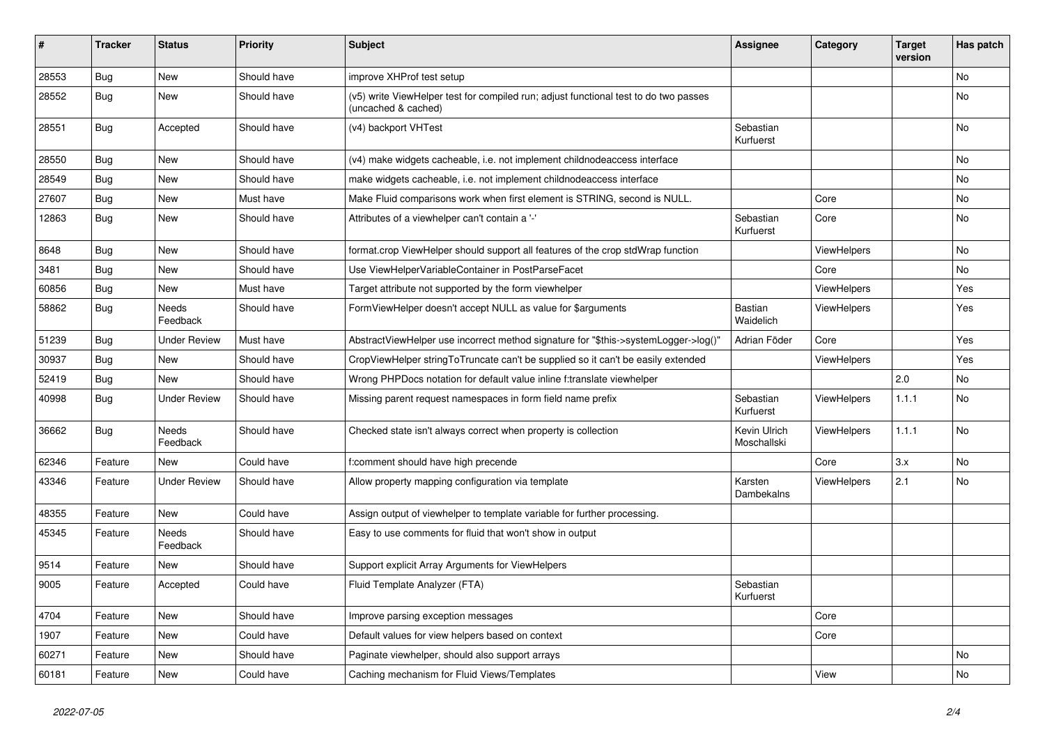| # | Tracker | Status | Priority | Subject | Assignee | Category | Target version | Has patch |
|---|---|---|---|---|---|---|---|---|
| 28553 | Bug | New | Should have | improve XHProf test setup | | | | No |
| 28552 | Bug | New | Should have | (v5) write ViewHelper test for compiled run; adjust functional test to do two passes (uncached & cached) | | | | No |
| 28551 | Bug | Accepted | Should have | (v4) backport VHTest | Sebastian Kurfuerst | | | No |
| 28550 | Bug | New | Should have | (v4) make widgets cacheable, i.e. not implement childnodeaccess interface | | | | No |
| 28549 | Bug | New | Should have | make widgets cacheable, i.e. not implement childnodeaccess interface | | | | No |
| 27607 | Bug | New | Must have | Make Fluid comparisons work when first element is STRING, second is NULL. | | Core | | No |
| 12863 | Bug | New | Should have | Attributes of a viewhelper can't contain a '-' | Sebastian Kurfuerst | Core | | No |
| 8648 | Bug | New | Should have | format.crop ViewHelper should support all features of the crop stdWrap function | | ViewHelpers | | No |
| 3481 | Bug | New | Should have | Use ViewHelperVariableContainer in PostParseFacet | | Core | | No |
| 60856 | Bug | New | Must have | Target attribute not supported by the form viewhelper | | ViewHelpers | | Yes |
| 58862 | Bug | Needs Feedback | Should have | FormViewHelper doesn't accept NULL as value for $arguments | Bastian Waidelich | ViewHelpers | | Yes |
| 51239 | Bug | Under Review | Must have | AbstractViewHelper use incorrect method signature for "$this->systemLogger->log()" | Adrian Föder | Core | | Yes |
| 30937 | Bug | New | Should have | CropViewHelper stringToTruncate can't be supplied so it can't be easily extended | | ViewHelpers | | Yes |
| 52419 | Bug | New | Should have | Wrong PHPDocs notation for default value inline f:translate viewhelper | | | 2.0 | No |
| 40998 | Bug | Under Review | Should have | Missing parent request namespaces in form field name prefix | Sebastian Kurfuerst | ViewHelpers | 1.1.1 | No |
| 36662 | Bug | Needs Feedback | Should have | Checked state isn't always correct when property is collection | Kevin Ulrich Moschallski | ViewHelpers | 1.1.1 | No |
| 62346 | Feature | New | Could have | f:comment should have high precende | | Core | 3.x | No |
| 43346 | Feature | Under Review | Should have | Allow property mapping configuration via template | Karsten Dambekalns | ViewHelpers | 2.1 | No |
| 48355 | Feature | New | Could have | Assign output of viewhelper to template variable for further processing. | | | | |
| 45345 | Feature | Needs Feedback | Should have | Easy to use comments for fluid that won't show in output | | | | |
| 9514 | Feature | New | Should have | Support explicit Array Arguments for ViewHelpers | | | | |
| 9005 | Feature | Accepted | Could have | Fluid Template Analyzer (FTA) | Sebastian Kurfuerst | | | |
| 4704 | Feature | New | Should have | Improve parsing exception messages | | Core | | |
| 1907 | Feature | New | Could have | Default values for view helpers based on context | | Core | | |
| 60271 | Feature | New | Should have | Paginate viewhelper, should also support arrays | | | | No |
| 60181 | Feature | New | Could have | Caching mechanism for Fluid Views/Templates | | View | | No |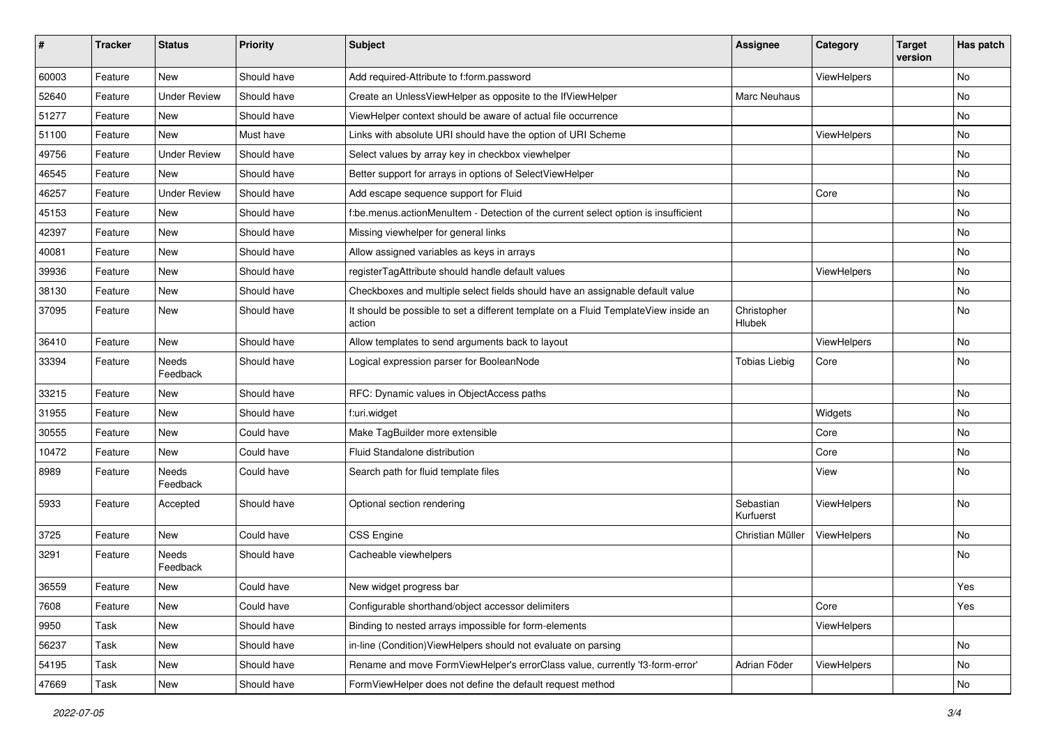| # | Tracker | Status | Priority | Subject | Assignee | Category | Target version | Has patch |
|---|---|---|---|---|---|---|---|---|
| 60003 | Feature | New | Should have | Add required-Attribute to f:form.password | | ViewHelpers | | No |
| 52640 | Feature | Under Review | Should have | Create an UnlessViewHelper as opposite to the IfViewHelper | Marc Neuhaus | | | No |
| 51277 | Feature | New | Should have | ViewHelper context should be aware of actual file occurrence | | | | No |
| 51100 | Feature | New | Must have | Links with absolute URI should have the option of URI Scheme | | ViewHelpers | | No |
| 49756 | Feature | Under Review | Should have | Select values by array key in checkbox viewhelper | | | | No |
| 46545 | Feature | New | Should have | Better support for arrays in options of SelectViewHelper | | | | No |
| 46257 | Feature | Under Review | Should have | Add escape sequence support for Fluid | | Core | | No |
| 45153 | Feature | New | Should have | f:be.menus.actionMenuItem - Detection of the current select option is insufficient | | | | No |
| 42397 | Feature | New | Should have | Missing viewhelper for general links | | | | No |
| 40081 | Feature | New | Should have | Allow assigned variables as keys in arrays | | | | No |
| 39936 | Feature | New | Should have | registerTagAttribute should handle default values | | ViewHelpers | | No |
| 38130 | Feature | New | Should have | Checkboxes and multiple select fields should have an assignable default value | | | | No |
| 37095 | Feature | New | Should have | It should be possible to set a different template on a Fluid TemplateView inside an action | Christopher Hlubek | | | No |
| 36410 | Feature | New | Should have | Allow templates to send arguments back to layout | | ViewHelpers | | No |
| 33394 | Feature | Needs Feedback | Should have | Logical expression parser for BooleanNode | Tobias Liebig | Core | | No |
| 33215 | Feature | New | Should have | RFC: Dynamic values in ObjectAccess paths | | | | No |
| 31955 | Feature | New | Should have | f:uri.widget | | Widgets | | No |
| 30555 | Feature | New | Could have | Make TagBuilder more extensible | | Core | | No |
| 10472 | Feature | New | Could have | Fluid Standalone distribution | | Core | | No |
| 8989 | Feature | Needs Feedback | Could have | Search path for fluid template files | | View | | No |
| 5933 | Feature | Accepted | Should have | Optional section rendering | Sebastian Kurfuerst | ViewHelpers | | No |
| 3725 | Feature | New | Could have | CSS Engine | Christian Müller | ViewHelpers | | No |
| 3291 | Feature | Needs Feedback | Should have | Cacheable viewhelpers | | | | No |
| 36559 | Feature | New | Could have | New widget progress bar | | | | Yes |
| 7608 | Feature | New | Could have | Configurable shorthand/object accessor delimiters | | Core | | Yes |
| 9950 | Task | New | Should have | Binding to nested arrays impossible for form-elements | | ViewHelpers | | |
| 56237 | Task | New | Should have | in-line (Condition)ViewHelpers should not evaluate on parsing | | | | No |
| 54195 | Task | New | Should have | Rename and move FormViewHelper's errorClass value, currently 'f3-form-error' | Adrian Föder | ViewHelpers | | No |
| 47669 | Task | New | Should have | FormViewHelper does not define the default request method | | | | No |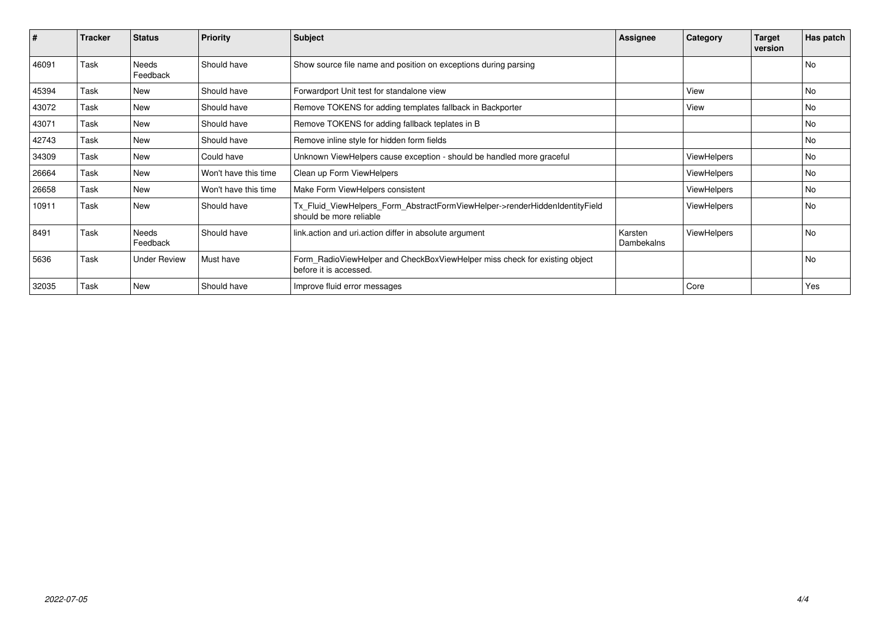| # | Tracker | Status | Priority | Subject | Assignee | Category | Target version | Has patch |
|---|---|---|---|---|---|---|---|---|
| 46091 | Task | Needs Feedback | Should have | Show source file name and position on exceptions during parsing | | | | No |
| 45394 | Task | New | Should have | Forwardport Unit test for standalone view | | View | | No |
| 43072 | Task | New | Should have | Remove TOKENS for adding templates fallback in Backporter | | View | | No |
| 43071 | Task | New | Should have | Remove TOKENS for adding fallback teplates in B | | | | No |
| 42743 | Task | New | Should have | Remove inline style for hidden form fields | | | | No |
| 34309 | Task | New | Could have | Unknown ViewHelpers cause exception - should be handled more graceful | | ViewHelpers | | No |
| 26664 | Task | New | Won't have this time | Clean up Form ViewHelpers | | ViewHelpers | | No |
| 26658 | Task | New | Won't have this time | Make Form ViewHelpers consistent | | ViewHelpers | | No |
| 10911 | Task | New | Should have | Tx_Fluid_ViewHelpers_Form_AbstractFormViewHelper->renderHiddenIdentityField should be more reliable | | ViewHelpers | | No |
| 8491 | Task | Needs Feedback | Should have | link.action and uri.action differ in absolute argument | Karsten Dambekalns | ViewHelpers | | No |
| 5636 | Task | Under Review | Must have | Form_RadioViewHelper and CheckBoxViewHelper miss check for existing object before it is accessed. | | | | No |
| 32035 | Task | New | Should have | Improve fluid error messages | | Core | | Yes |